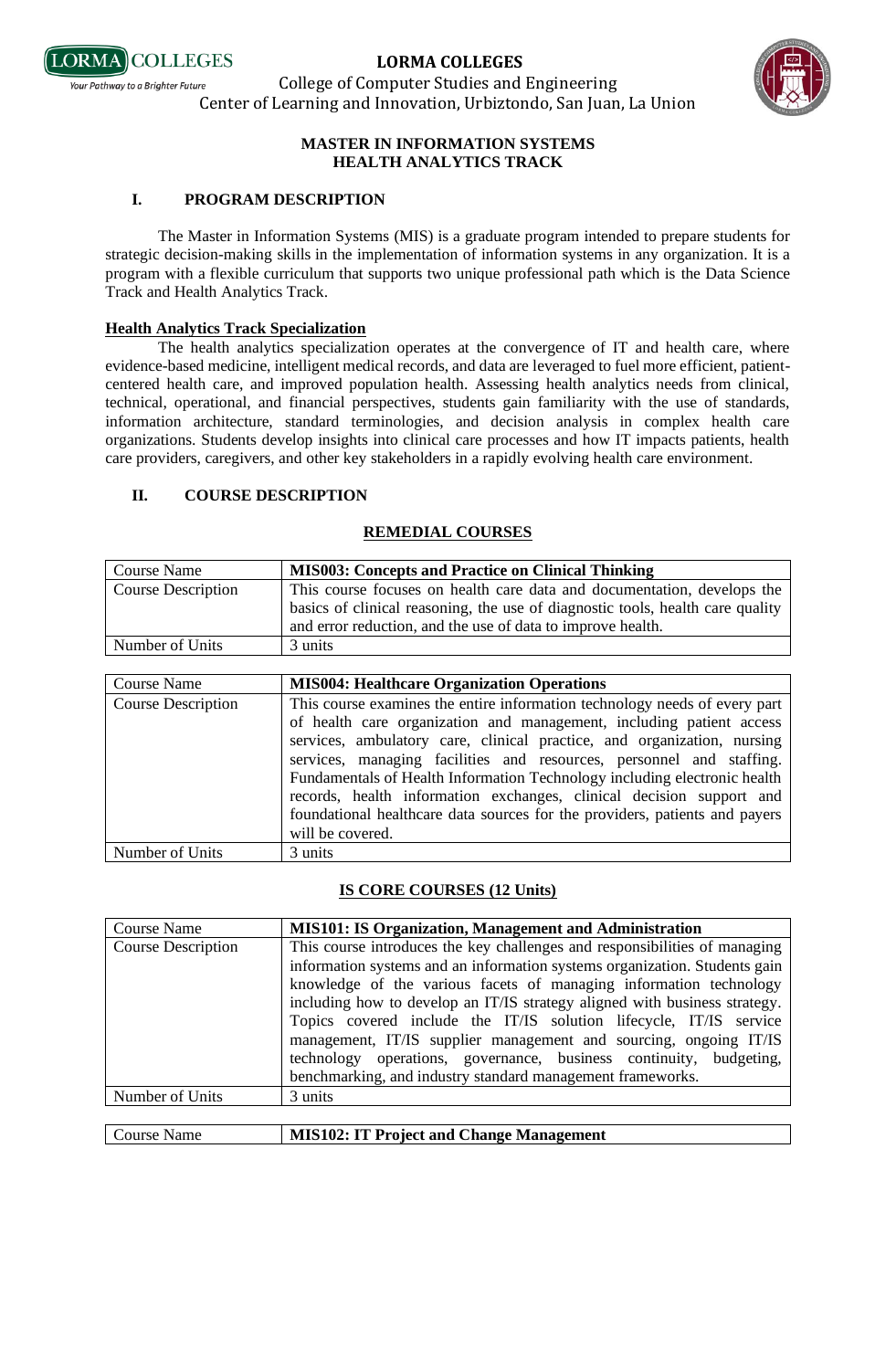**LORMA COLLEGES**
College of Computer Studies and Engineering
Center of Learning and Innovation, Urbiztondo, San Juan, La Union

# MASTER IN INFORMATION SYSTEMS
# HEALTH ANALYTICS TRACK

## I. PROGRAM DESCRIPTION

The Master in Information Systems (MIS) is a graduate program intended to prepare students for strategic decision-making skills in the implementation of information systems in any organization. It is a program with a flexible curriculum that supports two unique professional path which is the Data Science Track and Health Analytics Track.

**Health Analytics Track Specialization**

The health analytics specialization operates at the convergence of IT and health care, where evidence-based medicine, intelligent medical records, and data are leveraged to fuel more efficient, patient-centered health care, and improved population health. Assessing health analytics needs from clinical, technical, operational, and financial perspectives, students gain familiarity with the use of standards, information architecture, standard terminologies, and decision analysis in complex health care organizations. Students develop insights into clinical care processes and how IT impacts patients, health care providers, caregivers, and other key stakeholders in a rapidly evolving health care environment.

## II. COURSE DESCRIPTION

### REMEDIAL COURSES

| Course Name | **MIS003: Concepts and Practice on Clinical Thinking** |
|---|---|
| Course Description | This course focuses on health care data and documentation, develops the basics of clinical reasoning, the use of diagnostic tools, health care quality and error reduction, and the use of data to improve health. |
| Number of Units | 3 units |

| Course Name | **MIS004: Healthcare Organization Operations** |
|---|---|
| Course Description | This course examines the entire information technology needs of every part of health care organization and management, including patient access services, ambulatory care, clinical practice, and organization, nursing services, managing facilities and resources, personnel and staffing. Fundamentals of Health Information Technology including electronic health records, health information exchanges, clinical decision support and foundational healthcare data sources for the providers, patients and payers will be covered. |
| Number of Units | 3 units |

### IS CORE COURSES (12 Units)

| Course Name | **MIS101: IS Organization, Management and Administration** |
|---|---|
| Course Description | This course introduces the key challenges and responsibilities of managing information systems and an information systems organization. Students gain knowledge of the various facets of managing information technology including how to develop an IT/IS strategy aligned with business strategy. Topics covered include the IT/IS solution lifecycle, IT/IS service management, IT/IS supplier management and sourcing, ongoing IT/IS technology operations, governance, business continuity, budgeting, benchmarking, and industry standard management frameworks. |
| Number of Units | 3 units |

| Course Name | **MIS102: IT Project and Change Management** |
|---|---|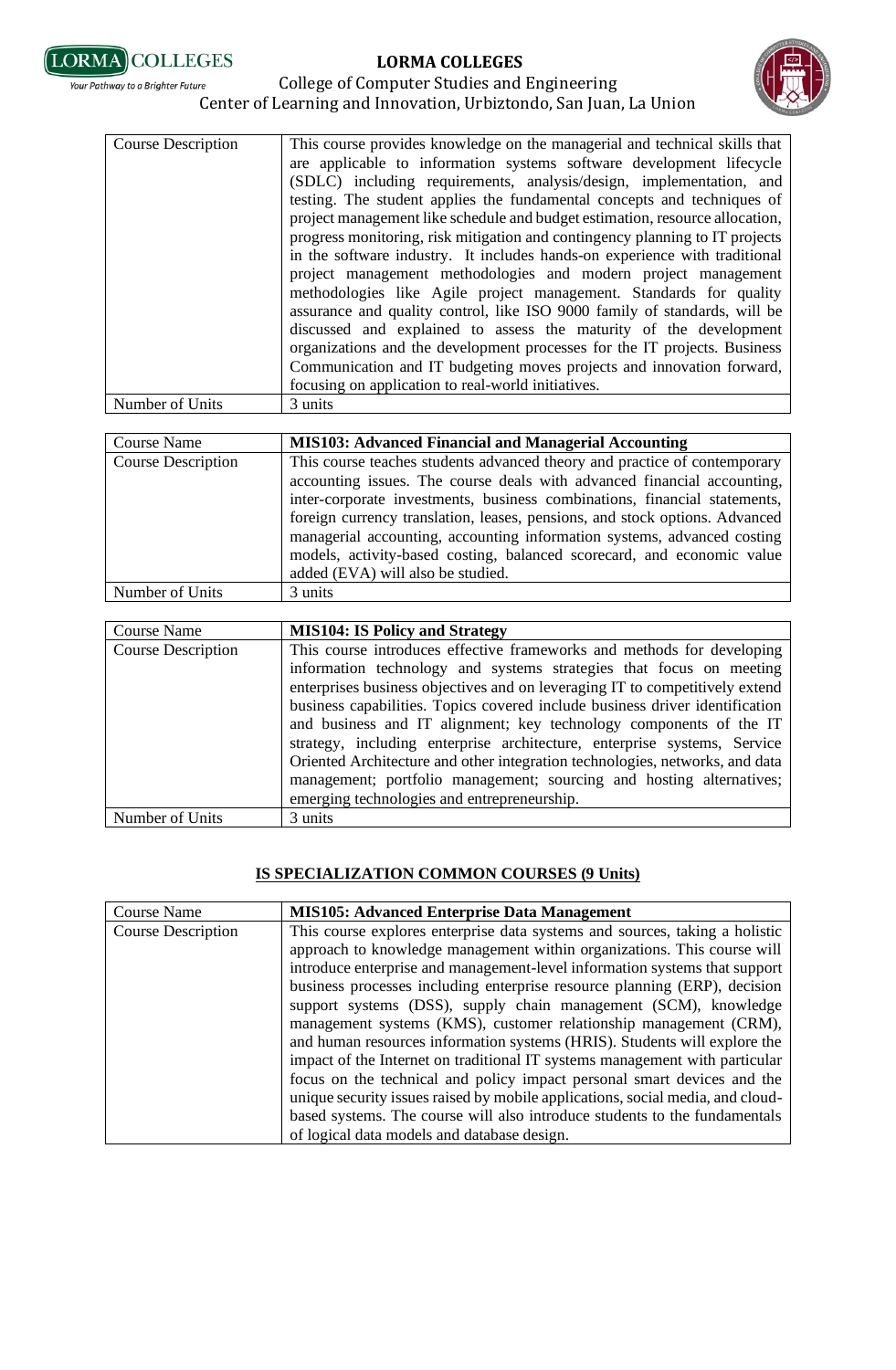| Course Description | This course provides knowledge on the managerial and technical skills that are applicable to information systems software development lifecycle (SDLC) including requirements, analysis/design, implementation, and testing. The student applies the fundamental concepts and techniques of project management like schedule and budget estimation, resource allocation, progress monitoring, risk mitigation and contingency planning to IT projects in the software industry. It includes hands-on experience with traditional project management methodologies and modern project management methodologies like Agile project management. Standards for quality assurance and quality control, like ISO 9000 family of standards, will be discussed and explained to assess the maturity of the development organizations and the development processes for the IT projects. Business Communication and IT budgeting moves projects and innovation forward, focusing on application to real-world initiatives. |
|---|---|
| Number of Units | 3 units |

| Course Name | **MIS103: Advanced Financial and Managerial Accounting** |
|---|---|
| Course Description | This course teaches students advanced theory and practice of contemporary accounting issues. The course deals with advanced financial accounting, inter-corporate investments, business combinations, financial statements, foreign currency translation, leases, pensions, and stock options. Advanced managerial accounting, accounting information systems, advanced costing models, activity-based costing, balanced scorecard, and economic value added (EVA) will also be studied. |
| Number of Units | 3 units |

| Course Name | **MIS104: IS Policy and Strategy** |
|---|---|
| Course Description | This course introduces effective frameworks and methods for developing information technology and systems strategies that focus on meeting enterprises business objectives and on leveraging IT to competitively extend business capabilities. Topics covered include business driver identification and business and IT alignment; key technology components of the IT strategy, including enterprise architecture, enterprise systems, Service Oriented Architecture and other integration technologies, networks, and data management; portfolio management; sourcing and hosting alternatives; emerging technologies and entrepreneurship. |
| Number of Units | 3 units |

## IS SPECIALIZATION COMMON COURSES (9 Units)

| Course Name | **MIS105: Advanced Enterprise Data Management** |
|---|---|
| Course Description | This course explores enterprise data systems and sources, taking a holistic approach to knowledge management within organizations. This course will introduce enterprise and management-level information systems that support business processes including enterprise resource planning (ERP), decision support systems (DSS), supply chain management (SCM), knowledge management systems (KMS), customer relationship management (CRM), and human resources information systems (HRIS). Students will explore the impact of the Internet on traditional IT systems management with particular focus on the technical and policy impact personal smart devices and the unique security issues raised by mobile applications, social media, and cloud-based systems. The course will also introduce students to the fundamentals of logical data models and database design. |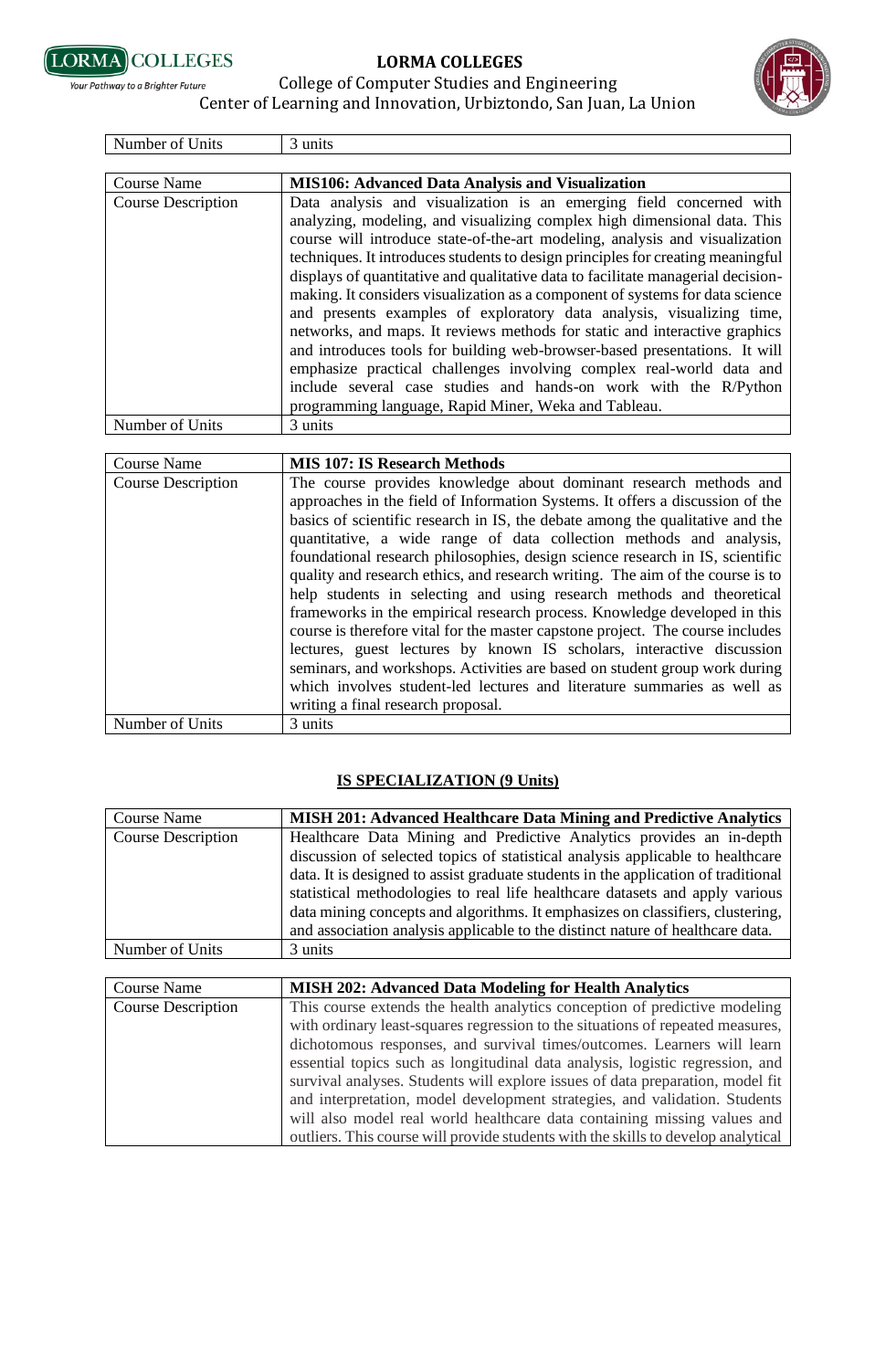| Number of Units | 3 units |
|---|---|

| Course Name | **MIS106: Advanced Data Analysis and Visualization** |
|---|---|
| Course Description | Data analysis and visualization is an emerging field concerned with analyzing, modeling, and visualizing complex high dimensional data. This course will introduce state-of-the-art modeling, analysis and visualization techniques. It introduces students to design principles for creating meaningful displays of quantitative and qualitative data to facilitate managerial decision-making. It considers visualization as a component of systems for data science and presents examples of exploratory data analysis, visualizing time, networks, and maps. It reviews methods for static and interactive graphics and introduces tools for building web-browser-based presentations. It will emphasize practical challenges involving complex real-world data and include several case studies and hands-on work with the R/Python programming language, Rapid Miner, Weka and Tableau. |
| Number of Units | 3 units |

| Course Name | **MIS 107: IS Research Methods** |
|---|---|
| Course Description | The course provides knowledge about dominant research methods and approaches in the field of Information Systems. It offers a discussion of the basics of scientific research in IS, the debate among the qualitative and the quantitative, a wide range of data collection methods and analysis, foundational research philosophies, design science research in IS, scientific quality and research ethics, and research writing. The aim of the course is to help students in selecting and using research methods and theoretical frameworks in the empirical research process. Knowledge developed in this course is therefore vital for the master capstone project. The course includes lectures, guest lectures by known IS scholars, interactive discussion seminars, and workshops. Activities are based on student group work during which involves student-led lectures and literature summaries as well as writing a final research proposal. |
| Number of Units | 3 units |

## IS SPECIALIZATION (9 Units)

| Course Name | **MISH 201: Advanced Healthcare Data Mining and Predictive Analytics** |
|---|---|
| Course Description | Healthcare Data Mining and Predictive Analytics provides an in-depth discussion of selected topics of statistical analysis applicable to healthcare data. It is designed to assist graduate students in the application of traditional statistical methodologies to real life healthcare datasets and apply various data mining concepts and algorithms. It emphasizes on classifiers, clustering, and association analysis applicable to the distinct nature of healthcare data. |
| Number of Units | 3 units |

| Course Name | **MISH 202: Advanced Data Modeling for Health Analytics** |
|---|---|
| Course Description | This course extends the health analytics conception of predictive modeling with ordinary least-squares regression to the situations of repeated measures, dichotomous responses, and survival times/outcomes. Learners will learn essential topics such as longitudinal data analysis, logistic regression, and survival analyses. Students will explore issues of data preparation, model fit and interpretation, model development strategies, and validation. Students will also model real world healthcare data containing missing values and outliers. This course will provide students with the skills to develop analytical |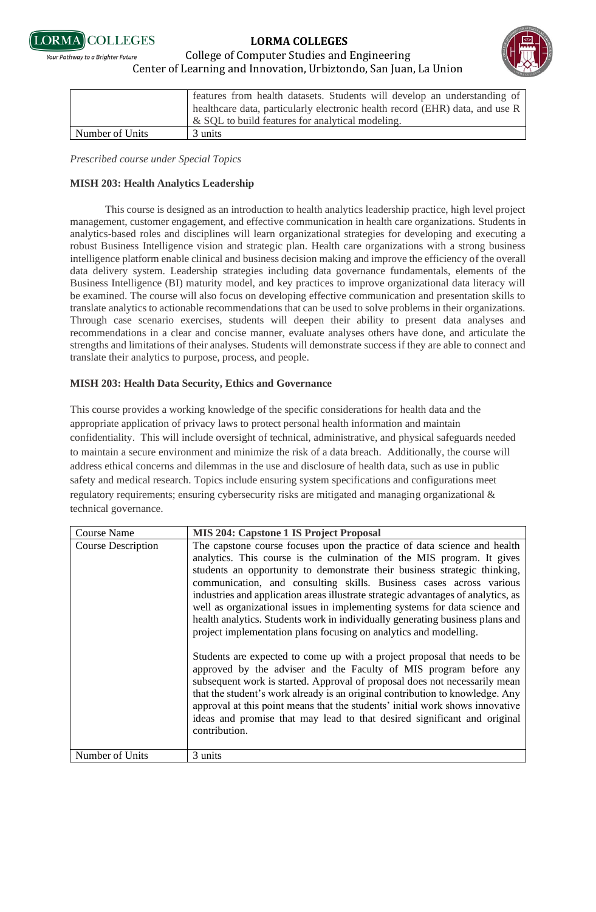|  | features from health datasets. Students will develop an understanding of healthcare data, particularly electronic health record (EHR) data, and use R & SQL to build features for analytical modeling. |
|---|---|
| Number of Units | 3 units |

*Prescribed course under Special Topics*

**MISH 203: Health Analytics Leadership**

This course is designed as an introduction to health analytics leadership practice, high level project management, customer engagement, and effective communication in health care organizations. Students in analytics-based roles and disciplines will learn organizational strategies for developing and executing a robust Business Intelligence vision and strategic plan. Health care organizations with a strong business intelligence platform enable clinical and business decision making and improve the efficiency of the overall data delivery system. Leadership strategies including data governance fundamentals, elements of the Business Intelligence (BI) maturity model, and key practices to improve organizational data literacy will be examined. The course will also focus on developing effective communication and presentation skills to translate analytics to actionable recommendations that can be used to solve problems in their organizations. Through case scenario exercises, students will deepen their ability to present data analyses and recommendations in a clear and concise manner, evaluate analyses others have done, and articulate the strengths and limitations of their analyses. Students will demonstrate success if they are able to connect and translate their analytics to purpose, process, and people.

**MISH 203: Health Data Security, Ethics and Governance**

This course provides a working knowledge of the specific considerations for health data and the appropriate application of privacy laws to protect personal health information and maintain confidentiality. This will include oversight of technical, administrative, and physical safeguards needed to maintain a secure environment and minimize the risk of a data breach. Additionally, the course will address ethical concerns and dilemmas in the use and disclosure of health data, such as use in public safety and medical research. Topics include ensuring system specifications and configurations meet regulatory requirements; ensuring cybersecurity risks are mitigated and managing organizational & technical governance.

| Course Name | **MIS 204: Capstone 1 IS Project Proposal** |
|---|---|
| Course Description | The capstone course focuses upon the practice of data science and health analytics. This course is the culmination of the MIS program. It gives students an opportunity to demonstrate their business strategic thinking, communication, and consulting skills. Business cases across various industries and application areas illustrate strategic advantages of analytics, as well as organizational issues in implementing systems for data science and health analytics. Students work in individually generating business plans and project implementation plans focusing on analytics and modelling.<br><br>Students are expected to come up with a project proposal that needs to be approved by the adviser and the Faculty of MIS program before any subsequent work is started. Approval of proposal does not necessarily mean that the student's work already is an original contribution to knowledge. Any approval at this point means that the students' initial work shows innovative ideas and promise that may lead to that desired significant and original contribution. |
| Number of Units | 3 units |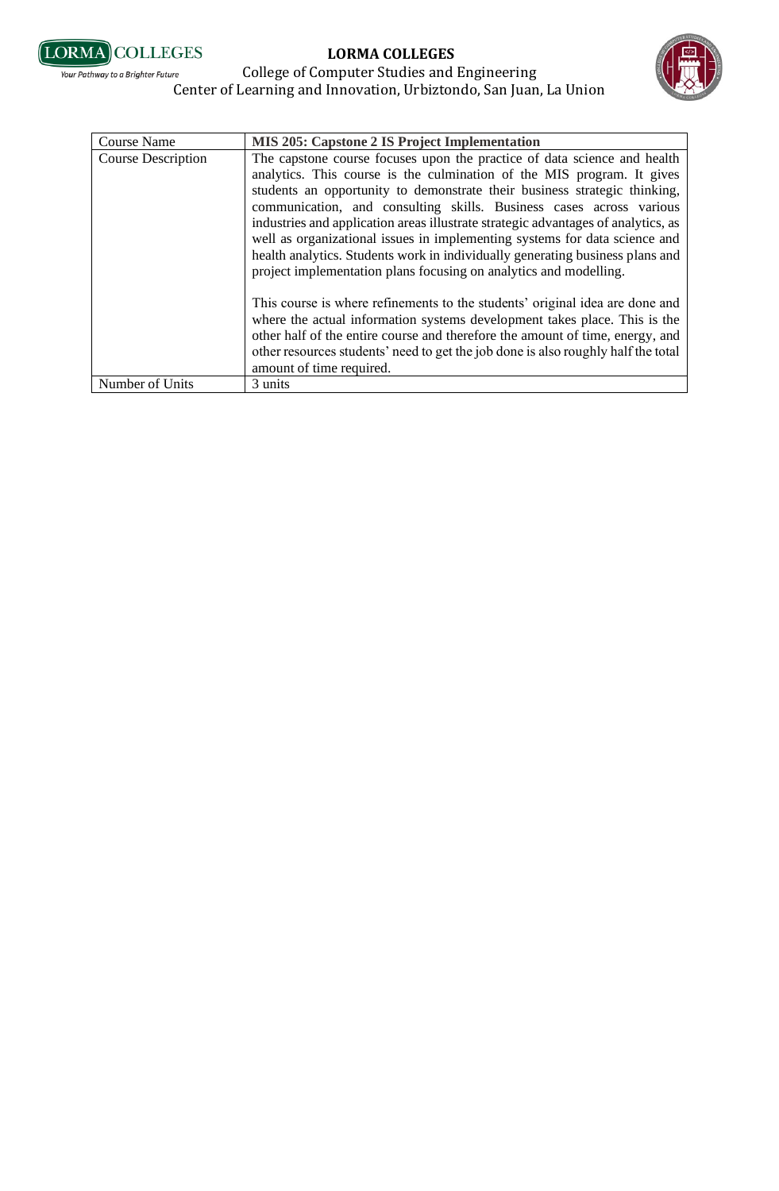| | |
|---|---|
| Course Name | **MIS 205: Capstone 2 IS Project Implementation** |
| Course Description | The capstone course focuses upon the practice of data science and health analytics. This course is the culmination of the MIS program. It gives students an opportunity to demonstrate their business strategic thinking, communication, and consulting skills. Business cases across various industries and application areas illustrate strategic advantages of analytics, as well as organizational issues in implementing systems for data science and health analytics. Students work in individually generating business plans and project implementation plans focusing on analytics and modelling.<br><br>This course is where refinements to the students' original idea are done and where the actual information systems development takes place. This is the other half of the entire course and therefore the amount of time, energy, and other resources students' need to get the job done is also roughly half the total amount of time required. |
| Number of Units | 3 units |